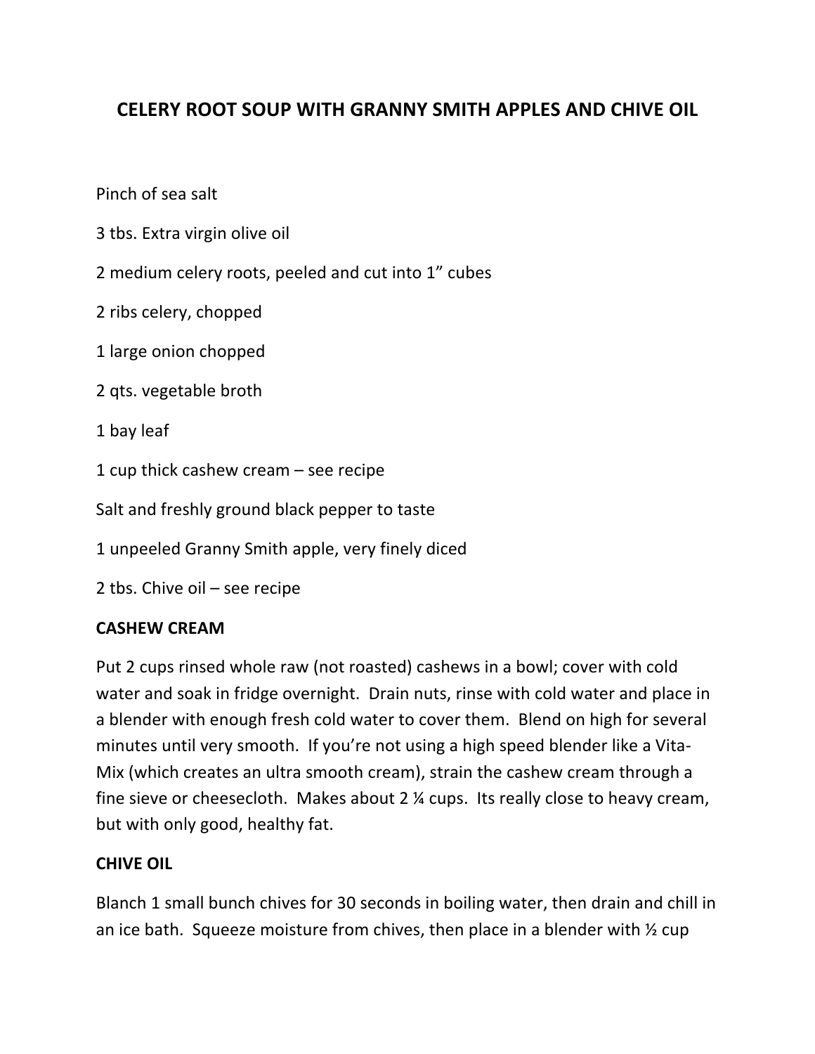# CELERY ROOT SOUP WITH GRANNY SMITH APPLES AND CHIVE OIL

Pinch of sea salt

3 tbs. Extra virgin olive oil

2 medium celery roots, peeled and cut into 1" cubes

2 ribs celery, chopped

1 large onion chopped

2 qts. vegetable broth

1 bay leaf

1 cup thick cashew cream – see recipe

Salt and freshly ground black pepper to taste

1 unpeeled Granny Smith apple, very finely diced

2 tbs. Chive oil – see recipe

**CASHEW CREAM**

Put 2 cups rinsed whole raw (not roasted) cashews in a bowl; cover with cold water and soak in fridge overnight. Drain nuts, rinse with cold water and place in a blender with enough fresh cold water to cover them. Blend on high for several minutes until very smooth. If you're not using a high speed blender like a Vita-Mix (which creates an ultra smooth cream), strain the cashew cream through a fine sieve or cheesecloth. Makes about 2 ¼ cups. Its really close to heavy cream, but with only good, healthy fat.

**CHIVE OIL**

Blanch 1 small bunch chives for 30 seconds in boiling water, then drain and chill in an ice bath. Squeeze moisture from chives, then place in a blender with ½ cup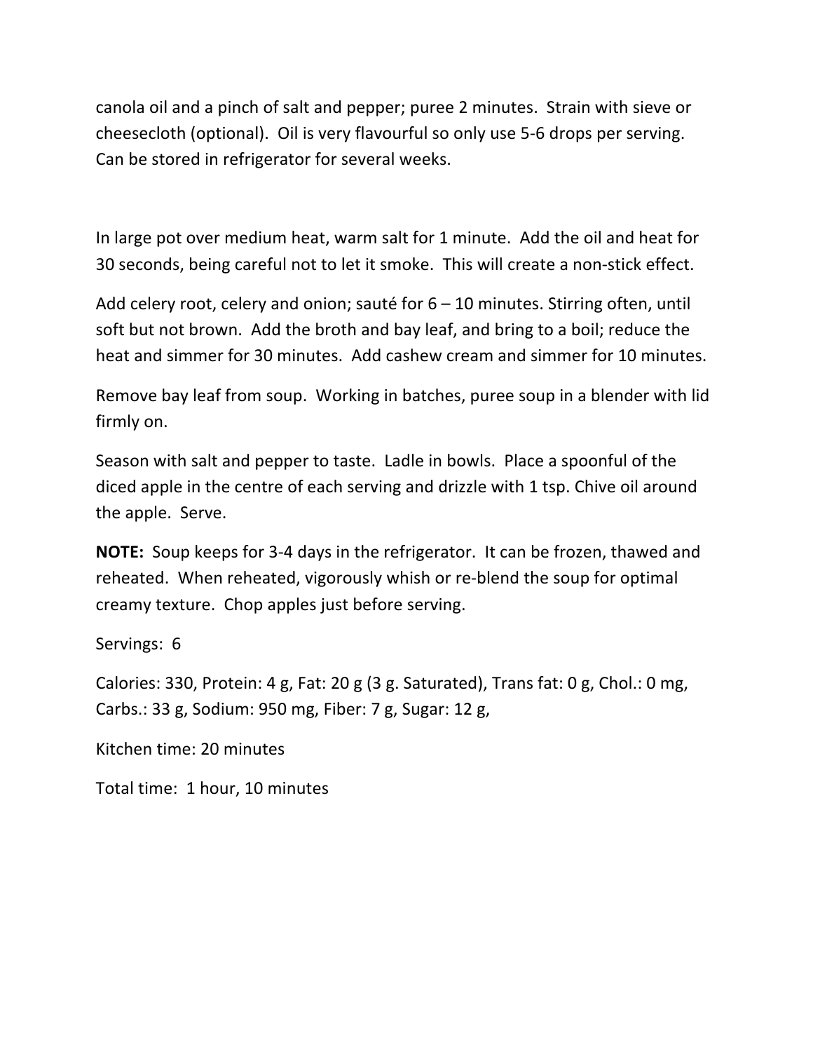canola oil and a pinch of salt and pepper; puree 2 minutes. Strain with sieve or cheesecloth (optional). Oil is very flavourful so only use 5-6 drops per serving. Can be stored in refrigerator for several weeks.

In large pot over medium heat, warm salt for 1 minute. Add the oil and heat for 30 seconds, being careful not to let it smoke. This will create a non-stick effect.

Add celery root, celery and onion; sauté for 6 – 10 minutes. Stirring often, until soft but not brown. Add the broth and bay leaf, and bring to a boil; reduce the heat and simmer for 30 minutes. Add cashew cream and simmer for 10 minutes.

Remove bay leaf from soup. Working in batches, puree soup in a blender with lid firmly on.

Season with salt and pepper to taste. Ladle in bowls. Place a spoonful of the diced apple in the centre of each serving and drizzle with 1 tsp. Chive oil around the apple. Serve.

**NOTE:** Soup keeps for 3-4 days in the refrigerator. It can be frozen, thawed and reheated. When reheated, vigorously whish or re-blend the soup for optimal creamy texture. Chop apples just before serving.

Servings: 6

Calories: 330, Protein: 4 g, Fat: 20 g (3 g. Saturated), Trans fat: 0 g, Chol.: 0 mg, Carbs.: 33 g, Sodium: 950 mg, Fiber: 7 g, Sugar: 12 g,

Kitchen time: 20 minutes

Total time: 1 hour, 10 minutes